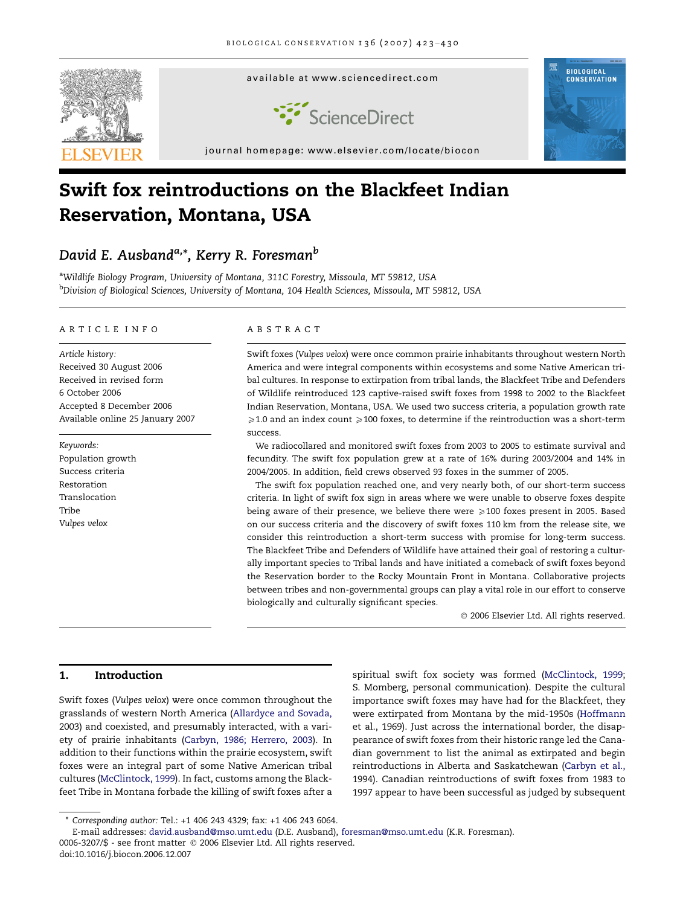# Swift fox reintroductions on the Blackfeet Indian Reservation, Montana, USA

*David E. Ausband*[a,*], *Kerry R. Foresman*[b]

[a]Wildlife Biology Program, University of Montana, 311C Forestry, Missoula, MT 59812, USA
[b]Division of Biological Sciences, University of Montana, 104 Health Sciences, Missoula, MT 59812, USA

## ARTICLE INFO

*Article history:*
Received 30 August 2006
Received in revised form
6 October 2006
Accepted 8 December 2006
Available online 25 January 2007

*Keywords:*
Population growth
Success criteria
Restoration
Translocation
Tribe
*Vulpes velox*

## ABSTRACT

Swift foxes (*Vulpes velox*) were once common prairie inhabitants throughout western North America and were integral components within ecosystems and some Native American tribal cultures. In response to extirpation from tribal lands, the Blackfeet Tribe and Defenders of Wildlife reintroduced 123 captive-raised swift foxes from 1998 to 2002 to the Blackfeet Indian Reservation, Montana, USA. We used two success criteria, a population growth rate $\geqslant$1.0 and an index count $\geqslant$100 foxes, to determine if the reintroduction was a short-term success.

We radiocollared and monitored swift foxes from 2003 to 2005 to estimate survival and fecundity. The swift fox population grew at a rate of 16% during 2003/2004 and 14% in 2004/2005. In addition, field crews observed 93 foxes in the summer of 2005.

The swift fox population reached one, and very nearly both, of our short-term success criteria. In light of swift fox sign in areas where we were unable to observe foxes despite being aware of their presence, we believe there were $\geqslant$100 foxes present in 2005. Based on our success criteria and the discovery of swift foxes 110 km from the release site, we consider this reintroduction a short-term success with promise for long-term success. The Blackfeet Tribe and Defenders of Wildlife have attained their goal of restoring a culturally important species to Tribal lands and have initiated a comeback of swift foxes beyond the Reservation border to the Rocky Mountain Front in Montana. Collaborative projects between tribes and non-governmental groups can play a vital role in our effort to conserve biologically and culturally significant species.

© 2006 Elsevier Ltd. All rights reserved.

## 1. Introduction

Swift foxes (*Vulpes velox*) were once common throughout the grasslands of western North America (Allardyce and Sovada, 2003) and coexisted, and presumably interacted, with a variety of prairie inhabitants (Carbyn, 1986; Herrero, 2003). In addition to their functions within the prairie ecosystem, swift foxes were an integral part of some Native American tribal cultures (McClintock, 1999). In fact, customs among the Blackfeet Tribe in Montana forbade the killing of swift foxes after a spiritual swift fox society was formed (McClintock, 1999; S. Momberg, personal communication). Despite the cultural importance swift foxes may have had for the Blackfeet, they were extirpated from Montana by the mid-1950s (Hoffmann et al., 1969). Just across the international border, the disappearance of swift foxes from their historic range led the Canadian government to list the animal as extirpated and begin reintroductions in Alberta and Saskatchewan (Carbyn et al., 1994). Canadian reintroductions of swift foxes from 1983 to 1997 appear to have been successful as judged by subsequent

* Corresponding author: Tel.: +1 406 243 4329; fax: +1 406 243 6064.
E-mail addresses: david.ausband@mso.umt.edu (D.E. Ausband), foresman@mso.umt.edu (K.R. Foresman).
0006-3207/$ - see front matter © 2006 Elsevier Ltd. All rights reserved.
doi:10.1016/j.biocon.2006.12.007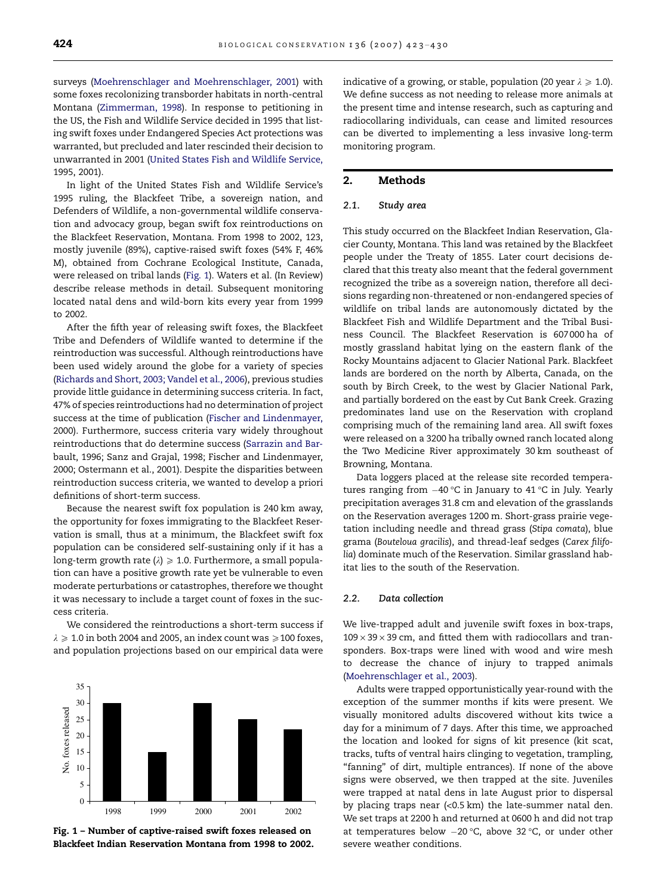surveys (Moehrenschlager and Moehrenschlager, 2001) with some foxes recolonizing transborder habitats in north-central Montana (Zimmerman, 1998). In response to petitioning in the US, the Fish and Wildlife Service decided in 1995 that listing swift foxes under Endangered Species Act protections was warranted, but precluded and later rescinded their decision to unwarranted in 2001 (United States Fish and Wildlife Service, 1995, 2001).

In light of the United States Fish and Wildlife Service's 1995 ruling, the Blackfeet Tribe, a sovereign nation, and Defenders of Wildlife, a non-governmental wildlife conservation and advocacy group, began swift fox reintroductions on the Blackfeet Reservation, Montana. From 1998 to 2002, 123, mostly juvenile (89%), captive-raised swift foxes (54% F, 46% M), obtained from Cochrane Ecological Institute, Canada, were released on tribal lands (Fig. 1). Waters et al. (In Review) describe release methods in detail. Subsequent monitoring located natal dens and wild-born kits every year from 1999 to 2002.

After the fifth year of releasing swift foxes, the Blackfeet Tribe and Defenders of Wildlife wanted to determine if the reintroduction was successful. Although reintroductions have been used widely around the globe for a variety of species (Richards and Short, 2003; Vandel et al., 2006), previous studies provide little guidance in determining success criteria. In fact, 47% of species reintroductions had no determination of project success at the time of publication (Fischer and Lindenmayer, 2000). Furthermore, success criteria vary widely throughout reintroductions that do determine success (Sarrazin and Barbault, 1996; Sanz and Grajal, 1998; Fischer and Lindenmayer, 2000; Ostermann et al., 2001). Despite the disparities between reintroduction success criteria, we wanted to develop a priori definitions of short-term success.

Because the nearest swift fox population is 240 km away, the opportunity for foxes immigrating to the Blackfeet Reservation is small, thus at a minimum, the Blackfeet swift fox population can be considered self-sustaining only if it has a long-term growth rate ($\lambda$) $\geqslant$ 1.0. Furthermore, a small population can have a positive growth rate yet be vulnerable to even moderate perturbations or catastrophes, therefore we thought it was necessary to include a target count of foxes in the success criteria.

We considered the reintroductions a short-term success if $\lambda \geqslant 1.0$ in both 2004 and 2005, an index count was $\geqslant$100 foxes, and population projections based on our empirical data were indicative of a growing, or stable, population (20 year $\lambda \geqslant 1.0$). We define success as not needing to release more animals at the present time and intense research, such as capturing and radiocollaring individuals, can cease and limited resources can be diverted to implementing a less invasive long-term monitoring program.

No. foxes released
35
30
25
20
15
10
5
0
1998
1999
2000
2001
2002

**Fig. 1 – Number of captive-raised swift foxes released on Blackfeet Indian Reservation Montana from 1998 to 2002.**

## 2. Methods

### 2.1. Study area

This study occurred on the Blackfeet Indian Reservation, Glacier County, Montana. This land was retained by the Blackfeet people under the Treaty of 1855. Later court decisions declared that this treaty also meant that the federal government recognized the tribe as a sovereign nation, therefore all decisions regarding non-threatened or non-endangered species of wildlife on tribal lands are autonomously dictated by the Blackfeet Fish and Wildlife Department and the Tribal Business Council. The Blackfeet Reservation is 607000 ha of mostly grassland habitat lying on the eastern flank of the Rocky Mountains adjacent to Glacier National Park. Blackfeet lands are bordered on the north by Alberta, Canada, on the south by Birch Creek, to the west by Glacier National Park, and partially bordered on the east by Cut Bank Creek. Grazing predominates land use on the Reservation with cropland comprising much of the remaining land area. All swift foxes were released on a 3200 ha tribally owned ranch located along the Two Medicine River approximately 30 km southeast of Browning, Montana.

Data loggers placed at the release site recorded temperatures ranging from −40 °C in January to 41 °C in July. Yearly precipitation averages 31.8 cm and elevation of the grasslands on the Reservation averages 1200 m. Short-grass prairie vegetation including needle and thread grass (*Stipa comata*), blue grama (*Bouteloua gracilis*), and thread-leaf sedges (*Carex filifolia*) dominate much of the Reservation. Similar grassland habitat lies to the south of the Reservation.

### 2.2. Data collection

We live-trapped adult and juvenile swift foxes in box-traps, 109 × 39 × 39 cm, and fitted them with radiocollars and transponders. Box-traps were lined with wood and wire mesh to decrease the chance of injury to trapped animals (Moehrenschlager et al., 2003).

Adults were trapped opportunistically year-round with the exception of the summer months if kits were present. We visually monitored adults discovered without kits twice a day for a minimum of 7 days. After this time, we approached the location and looked for signs of kit presence (kit scat, tracks, tufts of ventral hairs clinging to vegetation, trampling, "fanning" of dirt, multiple entrances). If none of the above signs were observed, we then trapped at the site. Juveniles were trapped at natal dens in late August prior to dispersal by placing traps near (<0.5 km) the late-summer natal den. We set traps at 2200 h and returned at 0600 h and did not trap at temperatures below −20 °C, above 32 °C, or under other severe weather conditions.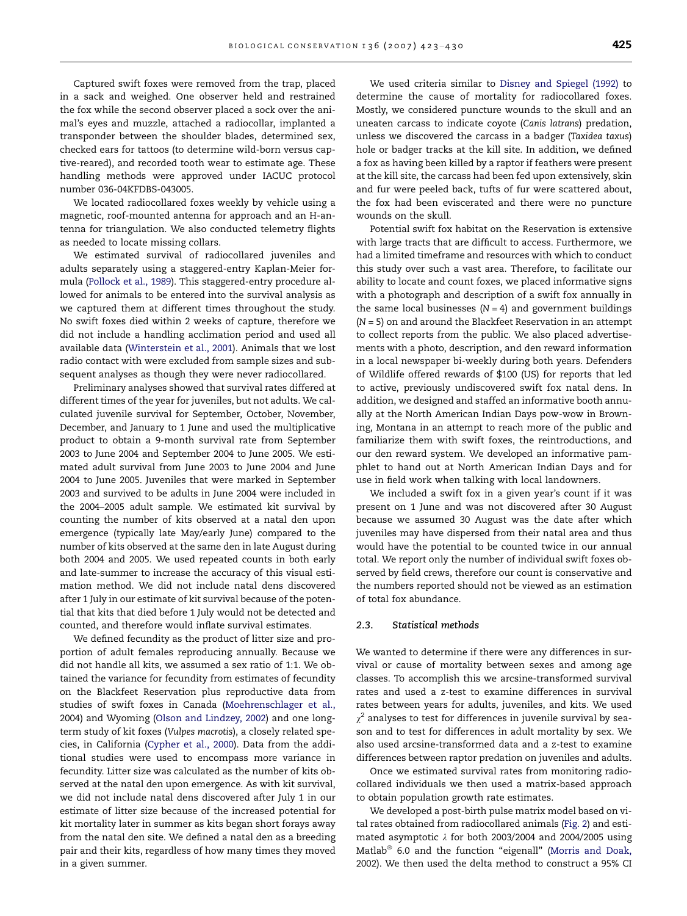Captured swift foxes were removed from the trap, placed in a sack and weighed. One observer held and restrained the fox while the second observer placed a sock over the animal's eyes and muzzle, attached a radiocollar, implanted a transponder between the shoulder blades, determined sex, checked ears for tattoos (to determine wild-born versus captive-reared), and recorded tooth wear to estimate age. These handling methods were approved under IACUC protocol number 036-04KFDBS-043005.

We located radiocollared foxes weekly by vehicle using a magnetic, roof-mounted antenna for approach and an H-antenna for triangulation. We also conducted telemetry flights as needed to locate missing collars.

We estimated survival of radiocollared juveniles and adults separately using a staggered-entry Kaplan-Meier formula (Pollock et al., 1989). This staggered-entry procedure allowed for animals to be entered into the survival analysis as we captured them at different times throughout the study. No swift foxes died within 2 weeks of capture, therefore we did not include a handling acclimation period and used all available data (Winterstein et al., 2001). Animals that we lost radio contact with were excluded from sample sizes and subsequent analyses as though they were never radiocollared.

Preliminary analyses showed that survival rates differed at different times of the year for juveniles, but not adults. We calculated juvenile survival for September, October, November, December, and January to 1 June and used the multiplicative product to obtain a 9-month survival rate from September 2003 to June 2004 and September 2004 to June 2005. We estimated adult survival from June 2003 to June 2004 and June 2004 to June 2005. Juveniles that were marked in September 2003 and survived to be adults in June 2004 were included in the 2004–2005 adult sample. We estimated kit survival by counting the number of kits observed at a natal den upon emergence (typically late May/early June) compared to the number of kits observed at the same den in late August during both 2004 and 2005. We used repeated counts in both early and late-summer to increase the accuracy of this visual estimation method. We did not include natal dens discovered after 1 July in our estimate of kit survival because of the potential that kits that died before 1 July would not be detected and counted, and therefore would inflate survival estimates.

We defined fecundity as the product of litter size and proportion of adult females reproducing annually. Because we did not handle all kits, we assumed a sex ratio of 1:1. We obtained the variance for fecundity from estimates of fecundity on the Blackfeet Reservation plus reproductive data from studies of swift foxes in Canada (Moehrenschlager et al., 2004) and Wyoming (Olson and Lindzey, 2002) and one long-term study of kit foxes (*Vulpes macrotis*), a closely related species, in California (Cypher et al., 2000). Data from the additional studies were used to encompass more variance in fecundity. Litter size was calculated as the number of kits observed at the natal den upon emergence. As with kit survival, we did not include natal dens discovered after July 1 in our estimate of litter size because of the increased potential for kit mortality later in summer as kits began short forays away from the natal den site. We defined a natal den as a breeding pair and their kits, regardless of how many times they moved in a given summer.

We used criteria similar to Disney and Spiegel (1992) to determine the cause of mortality for radiocollared foxes. Mostly, we considered puncture wounds to the skull and an uneaten carcass to indicate coyote (*Canis latrans*) predation, unless we discovered the carcass in a badger (*Taxidea taxus*) hole or badger tracks at the kill site. In addition, we defined a fox as having been killed by a raptor if feathers were present at the kill site, the carcass had been fed upon extensively, skin and fur were peeled back, tufts of fur were scattered about, the fox had been eviscerated and there were no puncture wounds on the skull.

Potential swift fox habitat on the Reservation is extensive with large tracts that are difficult to access. Furthermore, we had a limited timeframe and resources with which to conduct this study over such a vast area. Therefore, to facilitate our ability to locate and count foxes, we placed informative signs with a photograph and description of a swift fox annually in the same local businesses ($N = 4$) and government buildings ($N = 5$) on and around the Blackfeet Reservation in an attempt to collect reports from the public. We also placed advertisements with a photo, description, and den reward information in a local newspaper bi-weekly during both years. Defenders of Wildlife offered rewards of $100 (US) for reports that led to active, previously undiscovered swift fox natal dens. In addition, we designed and staffed an informative booth annually at the North American Indian Days pow-wow in Browning, Montana in an attempt to reach more of the public and familiarize them with swift foxes, the reintroductions, and our den reward system. We developed an informative pamphlet to hand out at North American Indian Days and for use in field work when talking with local landowners.

We included a swift fox in a given year's count if it was present on 1 June and was not discovered after 30 August because we assumed 30 August was the date after which juveniles may have dispersed from their natal area and thus would have the potential to be counted twice in our annual total. We report only the number of individual swift foxes observed by field crews, therefore our count is conservative and the numbers reported should not be viewed as an estimation of total fox abundance.

### 2.3. Statistical methods

We wanted to determine if there were any differences in survival or cause of mortality between sexes and among age classes. To accomplish this we arcsine-transformed survival rates and used a z-test to examine differences in survival rates between years for adults, juveniles, and kits. We used $\chi^2$ analyses to test for differences in juvenile survival by season and to test for differences in adult mortality by sex. We also used arcsine-transformed data and a z-test to examine differences between raptor predation on juveniles and adults.

Once we estimated survival rates from monitoring radiocollared individuals we then used a matrix-based approach to obtain population growth rate estimates.

We developed a post-birth pulse matrix model based on vital rates obtained from radiocollared animals (Fig. 2) and estimated asymptotic $\lambda$ for both 2003/2004 and 2004/2005 using Matlab® 6.0 and the function "eigenall" (Morris and Doak, 2002). We then used the delta method to construct a 95% CI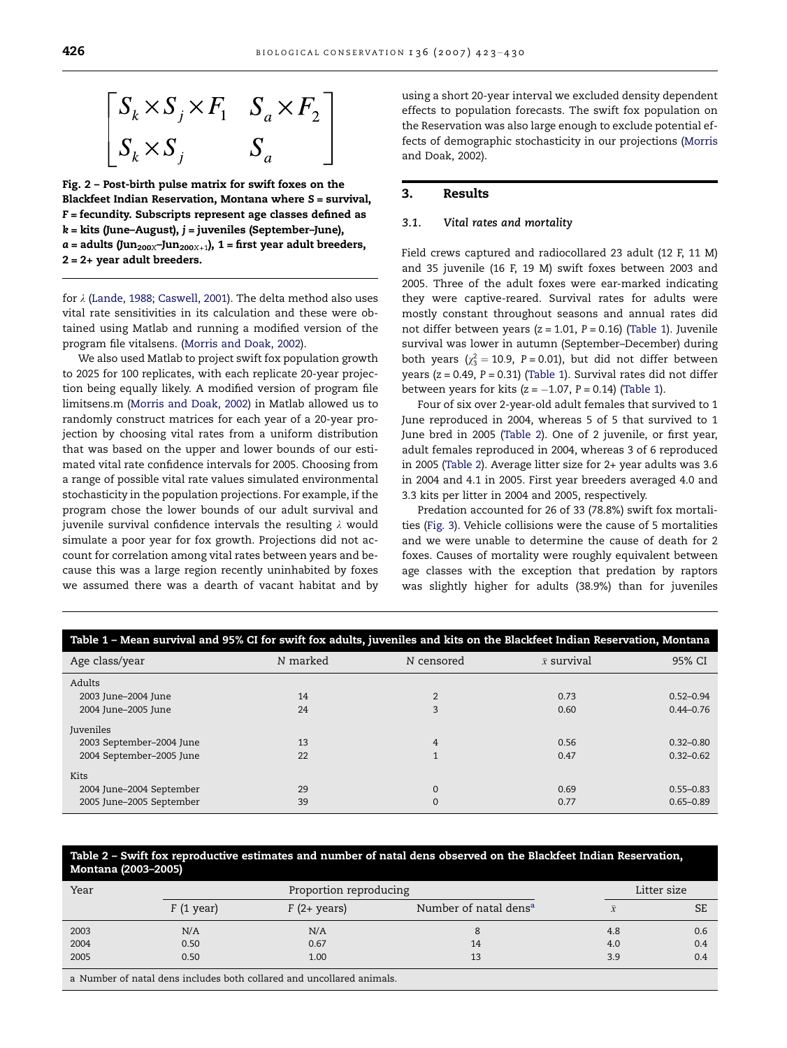$$\begin{bmatrix} S_k \times S_j \times F_1 & S_a \times F_2 \\ S_k \times S_j & S_a \end{bmatrix}$$

**Fig. 2 – Post-birth pulse matrix for swift foxes on the Blackfeet Indian Reservation, Montana where S = survival, F = fecundity. Subscripts represent age classes defined as k = kits (June–August), j = juveniles (September–June), a = adults ($Jun_{200X}$–$Jun_{200X+1}$), 1 = first year adult breeders, 2 = 2+ year adult breeders.**

for $\lambda$ (Lande, 1988; Caswell, 2001). The delta method also uses vital rate sensitivities in its calculation and these were obtained using Matlab and running a modified version of the program file vitalsens. (Morris and Doak, 2002).

We also used Matlab to project swift fox population growth to 2025 for 100 replicates, with each replicate 20-year projection being equally likely. A modified version of program file limitsens.m (Morris and Doak, 2002) in Matlab allowed us to randomly construct matrices for each year of a 20-year projection by choosing vital rates from a uniform distribution that was based on the upper and lower bounds of our estimated vital rate confidence intervals for 2005. Choosing from a range of possible vital rate values simulated environmental stochasticity in the population projections. For example, if the program chose the lower bounds of our adult survival and juvenile survival confidence intervals the resulting $\lambda$ would simulate a poor year for fox growth. Projections did not account for correlation among vital rates between years and because this was a large region recently uninhabited by foxes we assumed there was a dearth of vacant habitat and by using a short 20-year interval we excluded density dependent effects to population forecasts. The swift fox population on the Reservation was also large enough to exclude potential effects of demographic stochasticity in our projections (Morris and Doak, 2002).

## 3. Results

### 3.1. Vital rates and mortality

Field crews captured and radiocollared 23 adult (12 F, 11 M) and 35 juvenile (16 F, 19 M) swift foxes between 2003 and 2005. Three of the adult foxes were ear-marked indicating they were captive-reared. Survival rates for adults were mostly constant throughout seasons and annual rates did not differ between years ($z = 1.01$, $P = 0.16$) (Table 1). Juvenile survival was lower in autumn (September–December) during both years ($\chi^2_3 = 10.9$, $P = 0.01$), but did not differ between years ($z = 0.49$, $P = 0.31$) (Table 1). Survival rates did not differ between years for kits ($z = -1.07$, $P = 0.14$) (Table 1).

Four of six over 2-year-old adult females that survived to 1 June reproduced in 2004, whereas 5 of 5 that survived to 1 June bred in 2005 (Table 2). One of 2 juvenile, or first year, adult females reproduced in 2004, whereas 3 of 6 reproduced in 2005 (Table 2). Average litter size for 2+ year adults was 3.6 in 2004 and 4.1 in 2005. First year breeders averaged 4.0 and 3.3 kits per litter in 2004 and 2005, respectively.

Predation accounted for 26 of 33 (78.8%) swift fox mortalities (Fig. 3). Vehicle collisions were the cause of 5 mortalities and we were unable to determine the cause of death for 2 foxes. Causes of mortality were roughly equivalent between age classes with the exception that predation by raptors was slightly higher for adults (38.9%) than for juveniles

**Table 1 – Mean survival and 95% CI for swift fox adults, juveniles and kits on the Blackfeet Indian Reservation, Montana**

| Age class/year | N marked | N censored | $\bar{x}$ survival | 95% CI |
|---|---|---|---|---|
| Adults | | | | |
| 2003 June–2004 June | 14 | 2 | 0.73 | 0.52–0.94 |
| 2004 June–2005 June | 24 | 3 | 0.60 | 0.44–0.76 |
| Juveniles | | | | |
| 2003 September–2004 June | 13 | 4 | 0.56 | 0.32–0.80 |
| 2004 September–2005 June | 22 | 1 | 0.47 | 0.32–0.62 |
| Kits | | | | |
| 2004 June–2004 September | 29 | 0 | 0.69 | 0.55–0.83 |
| 2005 June–2005 September | 39 | 0 | 0.77 | 0.65–0.89 |

**Table 2 – Swift fox reproductive estimates and number of natal dens observed on the Blackfeet Indian Reservation, Montana (2003–2005)**

| Year | Proportion reproducing | | | Litter size | |
|---|---|---|---|---|---|
| | F (1 year) | F (2+ years) | Number of natal dens[a] | $\bar{x}$ | SE |
| 2003 | N/A | N/A | 8 | 4.8 | 0.6 |
| 2004 | 0.50 | 0.67 | 14 | 4.0 | 0.4 |
| 2005 | 0.50 | 1.00 | 13 | 3.9 | 0.4 |

a Number of natal dens includes both collared and uncollared animals.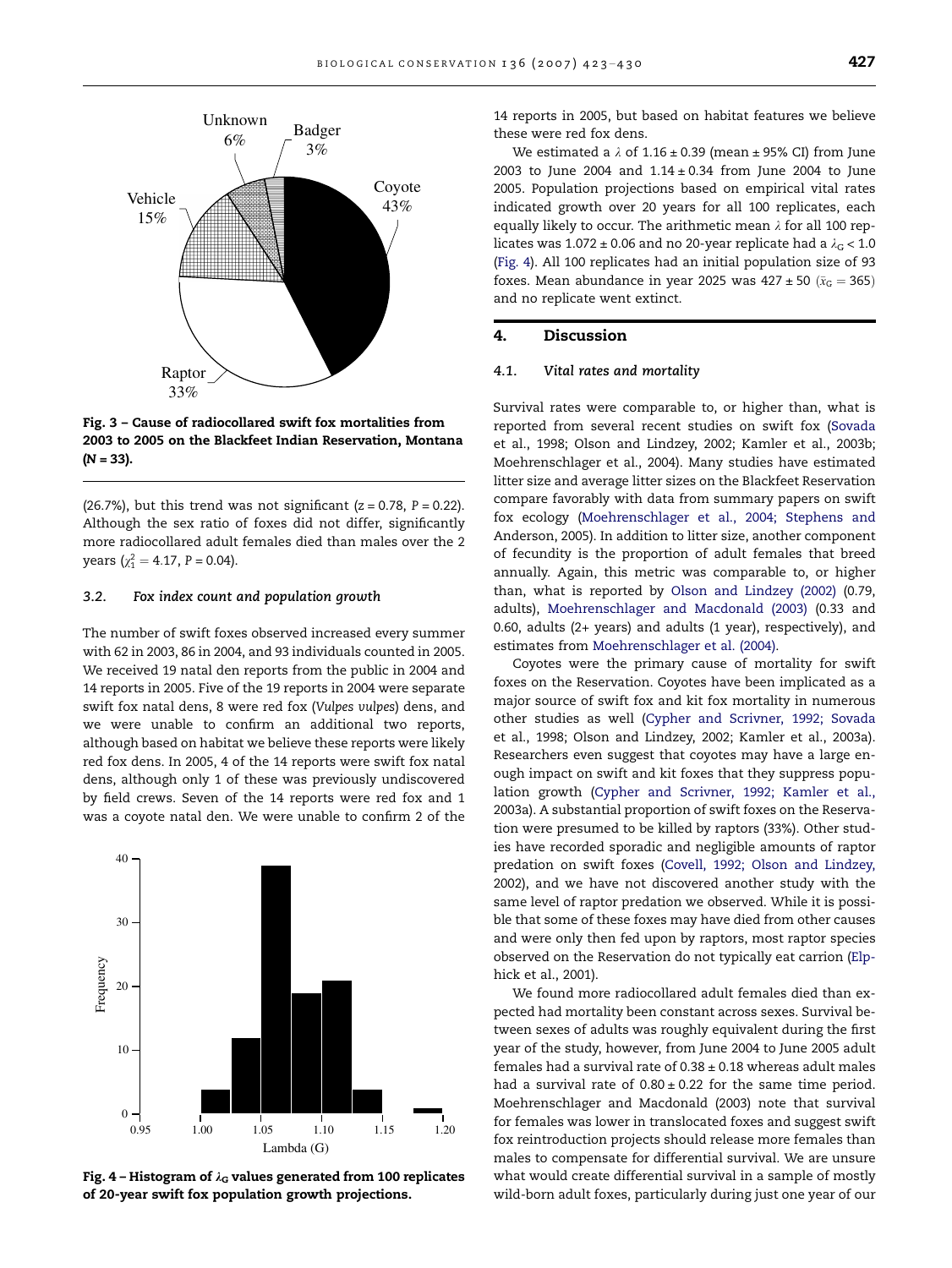Unknown
6%
Badger
3%
Coyote
43%
Vehicle
15%
Raptor
33%

**Fig. 3 – Cause of radiocollared swift fox mortalities from 2003 to 2005 on the Blackfeet Indian Reservation, Montana (N = 33).**

(26.7%), but this trend was not significant ($z = 0.78$, $P = 0.22$). Although the sex ratio of foxes did not differ, significantly more radiocollared adult females died than males over the 2 years ($\chi^2_1 = 4.17$, $P = 0.04$).

### 3.2. Fox index count and population growth

The number of swift foxes observed increased every summer with 62 in 2003, 86 in 2004, and 93 individuals counted in 2005. We received 19 natal den reports from the public in 2004 and 14 reports in 2005. Five of the 19 reports in 2004 were separate swift fox natal dens, 8 were red fox (*Vulpes vulpes*) dens, and we were unable to confirm an additional two reports, although based on habitat we believe these reports were likely red fox dens. In 2005, 4 of the 14 reports were swift fox natal dens, although only 1 of these was previously undiscovered by field crews. Seven of the 14 reports were red fox and 1 was a coyote natal den. We were unable to confirm 2 of the 14 reports in 2005, but based on habitat features we believe these were red fox dens.

We estimated a $\lambda$ of 1.16 ± 0.39 (mean ± 95% CI) from June 2003 to June 2004 and 1.14 ± 0.34 from June 2004 to June 2005. Population projections based on empirical vital rates indicated growth over 20 years for all 100 replicates, each equally likely to occur. The arithmetic mean $\lambda$ for all 100 replicates was 1.072 ± 0.06 and no 20-year replicate had a $\lambda_G < 1.0$ (Fig. 4). All 100 replicates had an initial population size of 93 foxes. Mean abundance in year 2025 was 427 ± 50 ($\bar{x}_G = 365$) and no replicate went extinct.

40
30
20
10
0
Frequency
0.95
1.00
1.05
1.10
1.15
1.20
Lambda (G)

**Fig. 4 – Histogram of $\lambda_G$ values generated from 100 replicates of 20-year swift fox population growth projections.**

## 4. Discussion

### 4.1. Vital rates and mortality

Survival rates were comparable to, or higher than, what is reported from several recent studies on swift fox (Sovada et al., 1998; Olson and Lindzey, 2002; Kamler et al., 2003b; Moehrenschlager et al., 2004). Many studies have estimated litter size and average litter sizes on the Blackfeet Reservation compare favorably with data from summary papers on swift fox ecology (Moehrenschlager et al., 2004; Stephens and Anderson, 2005). In addition to litter size, another component of fecundity is the proportion of adult females that breed annually. Again, this metric was comparable to, or higher than, what is reported by Olson and Lindzey (2002) (0.79, adults), Moehrenschlager and Macdonald (2003) (0.33 and 0.60, adults (2+ years) and adults (1 year), respectively), and estimates from Moehrenschlager et al. (2004).

Coyotes were the primary cause of mortality for swift foxes on the Reservation. Coyotes have been implicated as a major source of swift fox and kit fox mortality in numerous other studies as well (Cypher and Scrivner, 1992; Sovada et al., 1998; Olson and Lindzey, 2002; Kamler et al., 2003a). Researchers even suggest that coyotes may have a large enough impact on swift and kit foxes that they suppress population growth (Cypher and Scrivner, 1992; Kamler et al., 2003a). A substantial proportion of swift foxes on the Reservation were presumed to be killed by raptors (33%). Other studies have recorded sporadic and negligible amounts of raptor predation on swift foxes (Covell, 1992; Olson and Lindzey, 2002), and we have not discovered another study with the same level of raptor predation we observed. While it is possible that some of these foxes may have died from other causes and were only then fed upon by raptors, most raptor species observed on the Reservation do not typically eat carrion (Elphick et al., 2001).

We found more radiocollared adult females died than expected had mortality been constant across sexes. Survival between sexes of adults was roughly equivalent during the first year of the study, however, from June 2004 to June 2005 adult females had a survival rate of 0.38 ± 0.18 whereas adult males had a survival rate of 0.80 ± 0.22 for the same time period. Moehrenschlager and Macdonald (2003) note that survival for females was lower in translocated foxes and suggest swift fox reintroduction projects should release more females than males to compensate for differential survival. We are unsure what would create differential survival in a sample of mostly wild-born adult foxes, particularly during just one year of our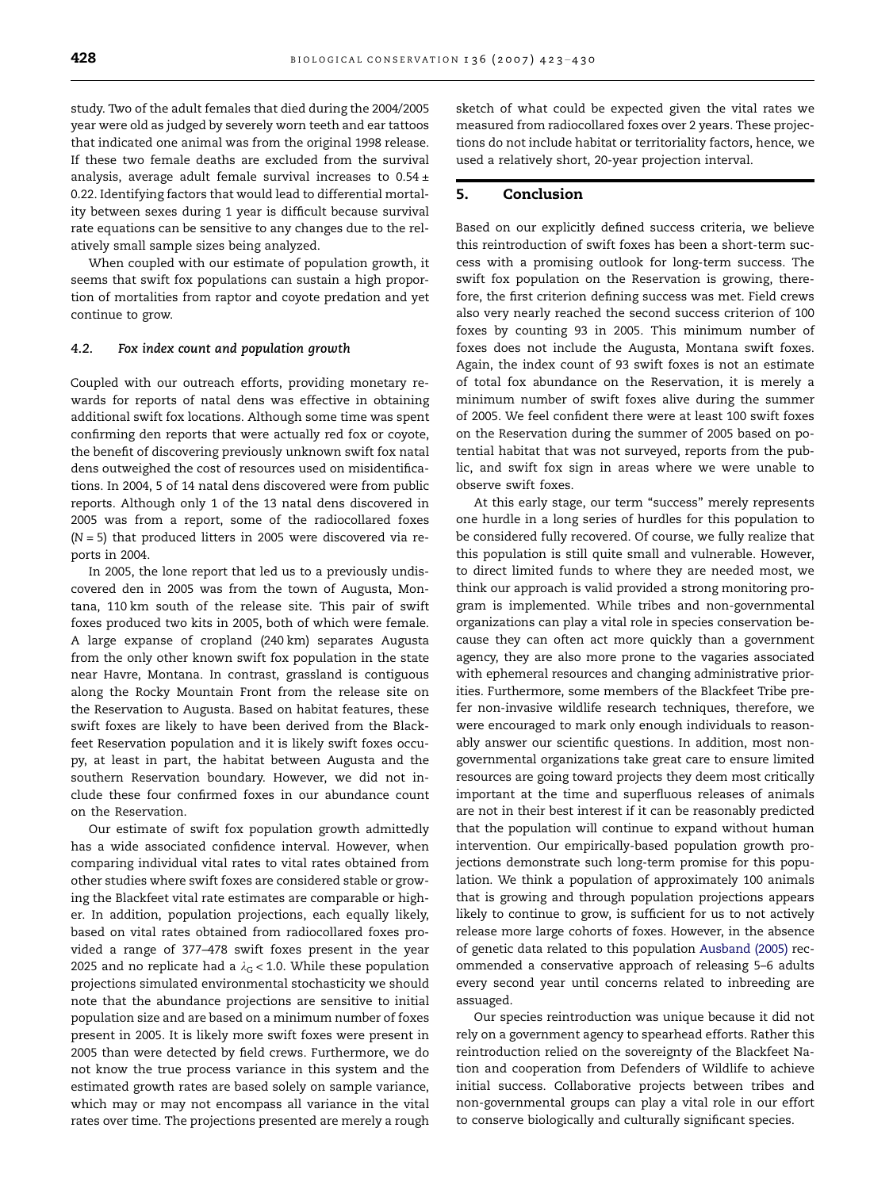study. Two of the adult females that died during the 2004/2005 year were old as judged by severely worn teeth and ear tattoos that indicated one animal was from the original 1998 release. If these two female deaths are excluded from the survival analysis, average adult female survival increases to 0.54 ± 0.22. Identifying factors that would lead to differential mortality between sexes during 1 year is difficult because survival rate equations can be sensitive to any changes due to the relatively small sample sizes being analyzed.

When coupled with our estimate of population growth, it seems that swift fox populations can sustain a high proportion of mortalities from raptor and coyote predation and yet continue to grow.

### 4.2. Fox index count and population growth

Coupled with our outreach efforts, providing monetary rewards for reports of natal dens was effective in obtaining additional swift fox locations. Although some time was spent confirming den reports that were actually red fox or coyote, the benefit of discovering previously unknown swift fox natal dens outweighed the cost of resources used on misidentifications. In 2004, 5 of 14 natal dens discovered were from public reports. Although only 1 of the 13 natal dens discovered in 2005 was from a report, some of the radiocollared foxes ($N = 5$) that produced litters in 2005 were discovered via reports in 2004.

In 2005, the lone report that led us to a previously undiscovered den in 2005 was from the town of Augusta, Montana, 110 km south of the release site. This pair of swift foxes produced two kits in 2005, both of which were female. A large expanse of cropland (240 km) separates Augusta from the only other known swift fox population in the state near Havre, Montana. In contrast, grassland is contiguous along the Rocky Mountain Front from the release site on the Reservation to Augusta. Based on habitat features, these swift foxes are likely to have been derived from the Blackfeet Reservation population and it is likely swift foxes occupy, at least in part, the habitat between Augusta and the southern Reservation boundary. However, we did not include these four confirmed foxes in our abundance count on the Reservation.

Our estimate of swift fox population growth admittedly has a wide associated confidence interval. However, when comparing individual vital rates to vital rates obtained from other studies where swift foxes are considered stable or growing the Blackfeet vital rate estimates are comparable or higher. In addition, population projections, each equally likely, based on vital rates obtained from radiocollared foxes provided a range of 377–478 swift foxes present in the year 2025 and no replicate had a $\lambda_G < 1.0$. While these population projections simulated environmental stochasticity we should note that the abundance projections are sensitive to initial population size and are based on a minimum number of foxes present in 2005. It is likely more swift foxes were present in 2005 than were detected by field crews. Furthermore, we do not know the true process variance in this system and the estimated growth rates are based solely on sample variance, which may or may not encompass all variance in the vital rates over time. The projections presented are merely a rough sketch of what could be expected given the vital rates we measured from radiocollared foxes over 2 years. These projections do not include habitat or territoriality factors, hence, we used a relatively short, 20-year projection interval.

## 5. Conclusion

Based on our explicitly defined success criteria, we believe this reintroduction of swift foxes has been a short-term success with a promising outlook for long-term success. The swift fox population on the Reservation is growing, therefore, the first criterion defining success was met. Field crews also very nearly reached the second success criterion of 100 foxes by counting 93 in 2005. This minimum number of foxes does not include the Augusta, Montana swift foxes. Again, the index count of 93 swift foxes is not an estimate of total fox abundance on the Reservation, it is merely a minimum number of swift foxes alive during the summer of 2005. We feel confident there were at least 100 swift foxes on the Reservation during the summer of 2005 based on potential habitat that was not surveyed, reports from the public, and swift fox sign in areas where we were unable to observe swift foxes.

At this early stage, our term "success" merely represents one hurdle in a long series of hurdles for this population to be considered fully recovered. Of course, we fully realize that this population is still quite small and vulnerable. However, to direct limited funds to where they are needed most, we think our approach is valid provided a strong monitoring program is implemented. While tribes and non-governmental organizations can play a vital role in species conservation because they can often act more quickly than a government agency, they are also more prone to the vagaries associated with ephemeral resources and changing administrative priorities. Furthermore, some members of the Blackfeet Tribe prefer non-invasive wildlife research techniques, therefore, we were encouraged to mark only enough individuals to reasonably answer our scientific questions. In addition, most non-governmental organizations take great care to ensure limited resources are going toward projects they deem most critically important at the time and superfluous releases of animals are not in their best interest if it can be reasonably predicted that the population will continue to expand without human intervention. Our empirically-based population growth projections demonstrate such long-term promise for this population. We think a population of approximately 100 animals that is growing and through population projections appears likely to continue to grow, is sufficient for us to not actively release more large cohorts of foxes. However, in the absence of genetic data related to this population Ausband (2005) recommended a conservative approach of releasing 5–6 adults every second year until concerns related to inbreeding are assuaged.

Our species reintroduction was unique because it did not rely on a government agency to spearhead efforts. Rather this reintroduction relied on the sovereignty of the Blackfeet Nation and cooperation from Defenders of Wildlife to achieve initial success. Collaborative projects between tribes and non-governmental groups can play a vital role in our effort to conserve biologically and culturally significant species.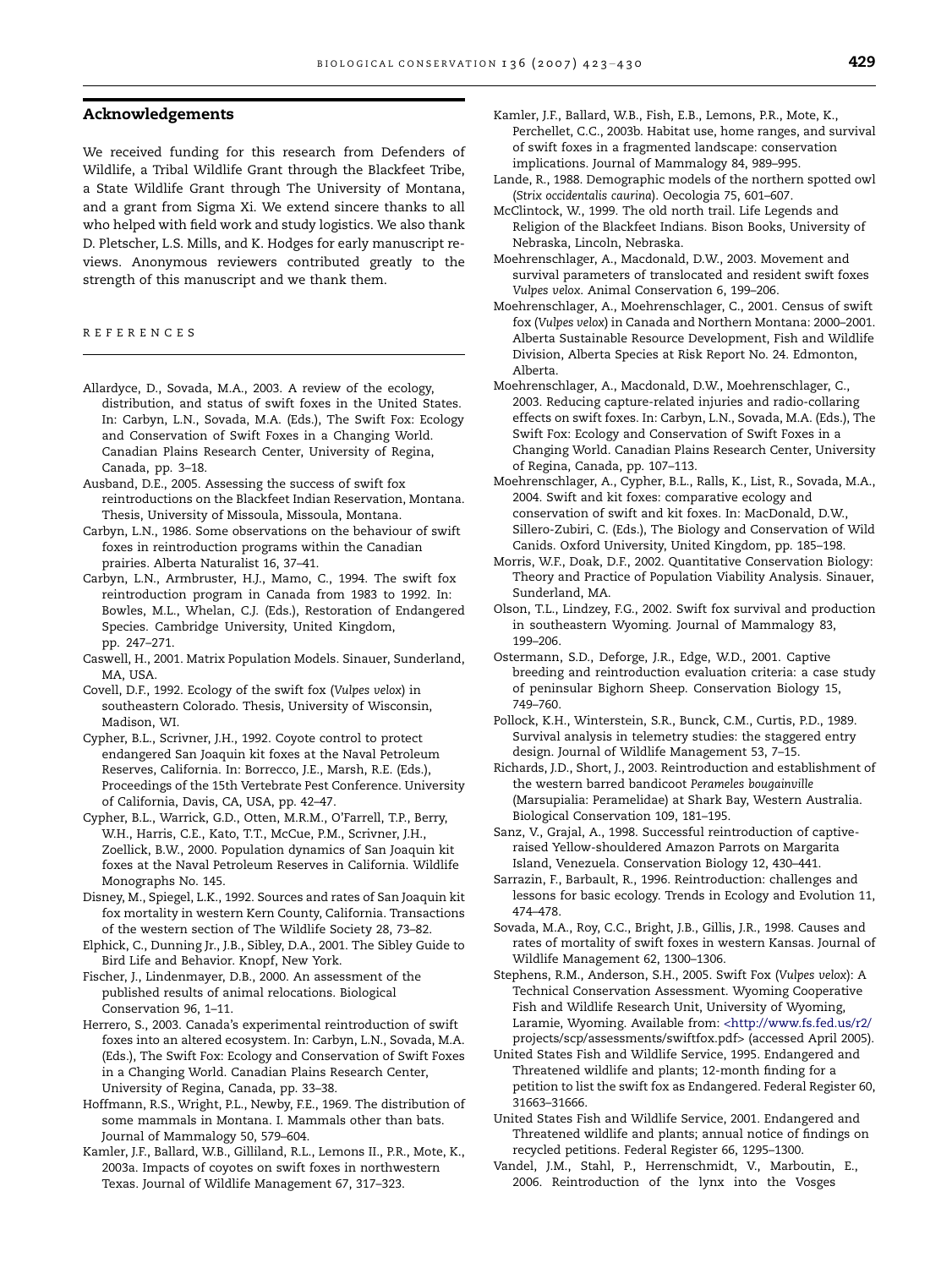## Acknowledgements

We received funding for this research from Defenders of Wildlife, a Tribal Wildlife Grant through the Blackfeet Tribe, a State Wildlife Grant through The University of Montana, and a grant from Sigma Xi. We extend sincere thanks to all who helped with field work and study logistics. We also thank D. Pletscher, L.S. Mills, and K. Hodges for early manuscript reviews. Anonymous reviewers contributed greatly to the strength of this manuscript and we thank them.

## REFERENCES

Allardyce, D., Sovada, M.A., 2003. A review of the ecology, distribution, and status of swift foxes in the United States. In: Carbyn, L.N., Sovada, M.A. (Eds.), The Swift Fox: Ecology and Conservation of Swift Foxes in a Changing World. Canadian Plains Research Center, University of Regina, Canada, pp. 3–18.

Ausband, D.E., 2005. Assessing the success of swift fox reintroductions on the Blackfeet Indian Reservation, Montana. Thesis, University of Missoula, Missoula, Montana.

Carbyn, L.N., 1986. Some observations on the behaviour of swift foxes in reintroduction programs within the Canadian prairies. Alberta Naturalist 16, 37–41.

Carbyn, L.N., Armbruster, H.J., Mamo, C., 1994. The swift fox reintroduction program in Canada from 1983 to 1992. In: Bowles, M.L., Whelan, C.J. (Eds.), Restoration of Endangered Species. Cambridge University, United Kingdom, pp. 247–271.

Caswell, H., 2001. Matrix Population Models. Sinauer, Sunderland, MA, USA.

Covell, D.F., 1992. Ecology of the swift fox (*Vulpes velox*) in southeastern Colorado. Thesis, University of Wisconsin, Madison, WI.

Cypher, B.L., Scrivner, J.H., 1992. Coyote control to protect endangered San Joaquin kit foxes at the Naval Petroleum Reserves, California. In: Borrecco, J.E., Marsh, R.E. (Eds.), Proceedings of the 15th Vertebrate Pest Conference. University of California, Davis, CA, USA, pp. 42–47.

Cypher, B.L., Warrick, G.D., Otten, M.R.M., O'Farrell, T.P., Berry, W.H., Harris, C.E., Kato, T.T., McCue, P.M., Scrivner, J.H., Zoellick, B.W., 2000. Population dynamics of San Joaquin kit foxes at the Naval Petroleum Reserves in California. Wildlife Monographs No. 145.

Disney, M., Spiegel, L.K., 1992. Sources and rates of San Joaquin kit fox mortality in western Kern County, California. Transactions of the western section of The Wildlife Society 28, 73–82.

Elphick, C., Dunning Jr., J.B., Sibley, D.A., 2001. The Sibley Guide to Bird Life and Behavior. Knopf, New York.

Fischer, J., Lindenmayer, D.B., 2000. An assessment of the published results of animal relocations. Biological Conservation 96, 1–11.

Herrero, S., 2003. Canada's experimental reintroduction of swift foxes into an altered ecosystem. In: Carbyn, L.N., Sovada, M.A. (Eds.), The Swift Fox: Ecology and Conservation of Swift Foxes in a Changing World. Canadian Plains Research Center, University of Regina, Canada, pp. 33–38.

Hoffmann, R.S., Wright, P.L., Newby, F.E., 1969. The distribution of some mammals in Montana. I. Mammals other than bats. Journal of Mammalogy 50, 579–604.

Kamler, J.F., Ballard, W.B., Gilliland, R.L., Lemons II., P.R., Mote, K., 2003a. Impacts of coyotes on swift foxes in northwestern Texas. Journal of Wildlife Management 67, 317–323.

Kamler, J.F., Ballard, W.B., Fish, E.B., Lemons, P.R., Mote, K., Perchellet, C.C., 2003b. Habitat use, home ranges, and survival of swift foxes in a fragmented landscape: conservation implications. Journal of Mammalogy 84, 989–995.

Lande, R., 1988. Demographic models of the northern spotted owl (*Strix occidentalis caurina*). Oecologia 75, 601–607.

McClintock, W., 1999. The old north trail. Life Legends and Religion of the Blackfeet Indians. Bison Books, University of Nebraska, Lincoln, Nebraska.

Moehrenschlager, A., Macdonald, D.W., 2003. Movement and survival parameters of translocated and resident swift foxes *Vulpes velox*. Animal Conservation 6, 199–206.

Moehrenschlager, A., Moehrenschlager, C., 2001. Census of swift fox (*Vulpes velox*) in Canada and Northern Montana: 2000–2001. Alberta Sustainable Resource Development, Fish and Wildlife Division, Alberta Species at Risk Report No. 24. Edmonton, Alberta.

Moehrenschlager, A., Macdonald, D.W., Moehrenschlager, C., 2003. Reducing capture-related injuries and radio-collaring effects on swift foxes. In: Carbyn, L.N., Sovada, M.A. (Eds.), The Swift Fox: Ecology and Conservation of Swift Foxes in a Changing World. Canadian Plains Research Center, University of Regina, Canada, pp. 107–113.

Moehrenschlager, A., Cypher, B.L., Ralls, K., List, R., Sovada, M.A., 2004. Swift and kit foxes: comparative ecology and conservation of swift and kit foxes. In: MacDonald, D.W., Sillero-Zubiri, C. (Eds.), The Biology and Conservation of Wild Canids. Oxford University, United Kingdom, pp. 185–198.

Morris, W.F., Doak, D.F., 2002. Quantitative Conservation Biology: Theory and Practice of Population Viability Analysis. Sinauer, Sunderland, MA.

Olson, T.L., Lindzey, F.G., 2002. Swift fox survival and production in southeastern Wyoming. Journal of Mammalogy 83, 199–206.

Ostermann, S.D., Deforge, J.R., Edge, W.D., 2001. Captive breeding and reintroduction evaluation criteria: a case study of peninsular Bighorn Sheep. Conservation Biology 15, 749–760.

Pollock, K.H., Winterstein, S.R., Bunck, C.M., Curtis, P.D., 1989. Survival analysis in telemetry studies: the staggered entry design. Journal of Wildlife Management 53, 7–15.

Richards, J.D., Short, J., 2003. Reintroduction and establishment of the western barred bandicoot *Perameles bougainville* (Marsupialia: Peramelidae) at Shark Bay, Western Australia. Biological Conservation 109, 181–195.

Sanz, V., Grajal, A., 1998. Successful reintroduction of captive-raised Yellow-shouldered Amazon Parrots on Margarita Island, Venezuela. Conservation Biology 12, 430–441.

Sarrazin, F., Barbault, R., 1996. Reintroduction: challenges and lessons for basic ecology. Trends in Ecology and Evolution 11, 474–478.

Sovada, M.A., Roy, C.C., Bright, J.B., Gillis, J.R., 1998. Causes and rates of mortality of swift foxes in western Kansas. Journal of Wildlife Management 62, 1300–1306.

Stephens, R.M., Anderson, S.H., 2005. Swift Fox (*Vulpes velox*): A Technical Conservation Assessment. Wyoming Cooperative Fish and Wildlife Research Unit, University of Wyoming, Laramie, Wyoming. Available from: <http://www.fs.fed.us/r2/projects/scp/assessments/swiftfox.pdf> (accessed April 2005).

United States Fish and Wildlife Service, 1995. Endangered and Threatened wildlife and plants; 12-month finding for a petition to list the swift fox as Endangered. Federal Register 60, 31663–31666.

United States Fish and Wildlife Service, 2001. Endangered and Threatened wildlife and plants; annual notice of findings on recycled petitions. Federal Register 66, 1295–1300.

Vandel, J.M., Stahl, P., Herrenschmidt, V., Marboutin, E., 2006. Reintroduction of the lynx into the Vosges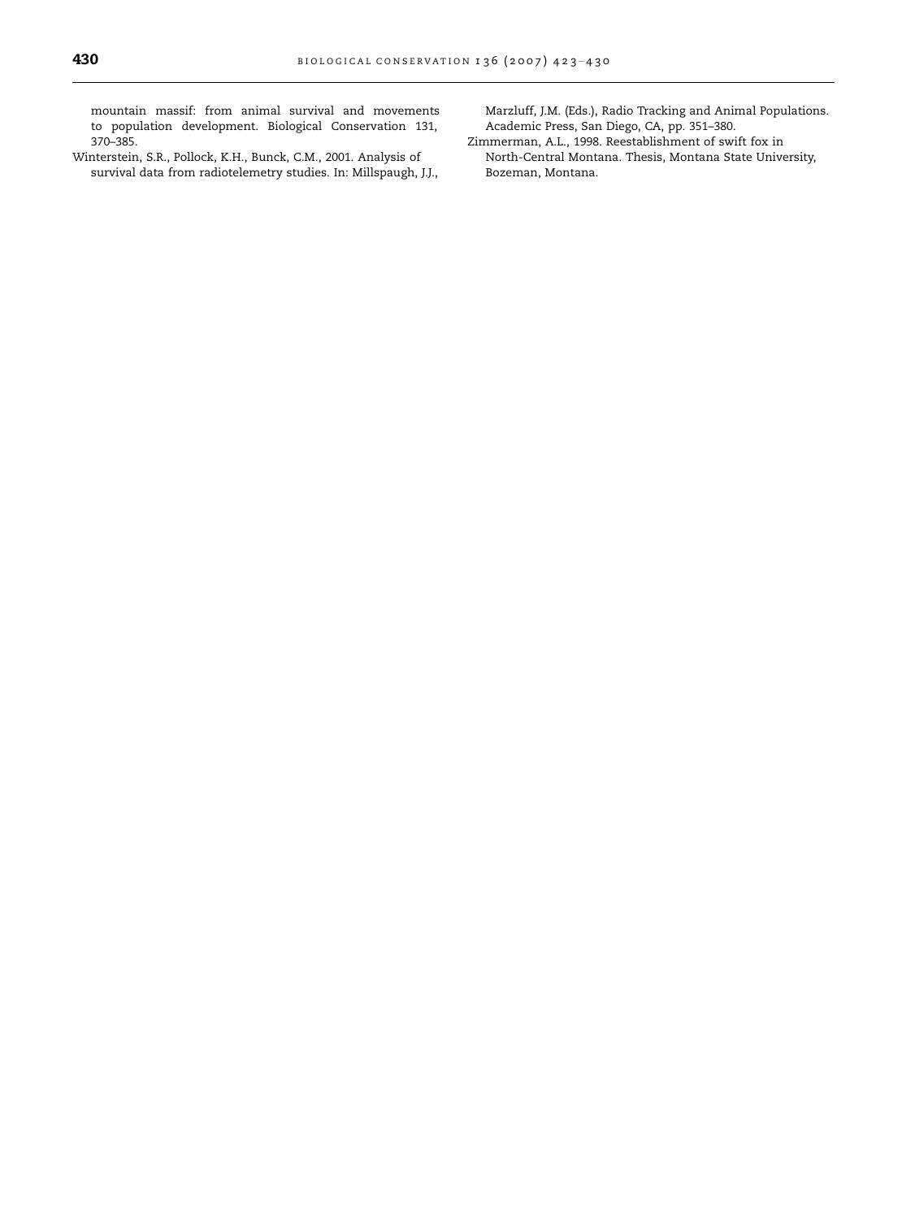mountain massif: from animal survival and movements to population development. Biological Conservation 131, 370–385.

Winterstein, S.R., Pollock, K.H., Bunck, C.M., 2001. Analysis of survival data from radiotelemetry studies. In: Millspaugh, J.J., Marzluff, J.M. (Eds.), Radio Tracking and Animal Populations. Academic Press, San Diego, CA, pp. 351–380.

Zimmerman, A.L., 1998. Reestablishment of swift fox in North-Central Montana. Thesis, Montana State University, Bozeman, Montana.